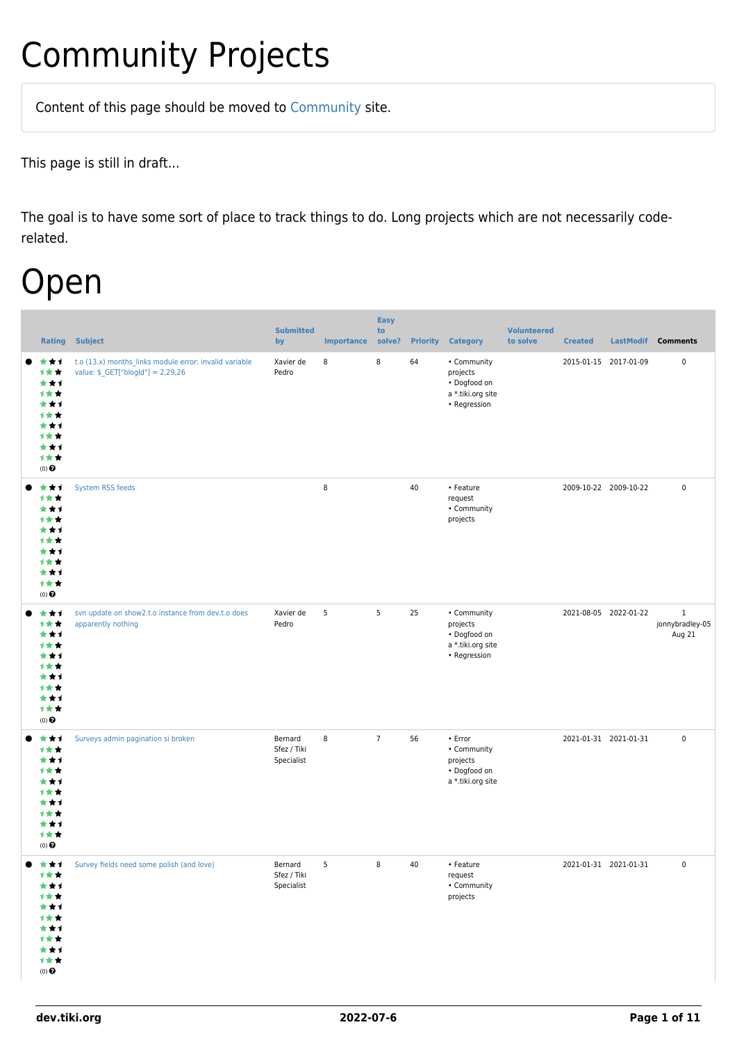# Community Projects

Content of this page should be moved to Community site.

This page is still in draft...

The goal is to have some sort of place to track things to do. Long projects which are not necessarily code-related.

# Open

| Rating | Subject | Submitted by | Importance | Easy to solve? | Priority | Category | Volunteered to solve | Created | LastModif | Comments |
|---|---|---|---|---|---|---|---|---|---|---|
| (0) | t.o (13.x) months_links module error: invalid variable value: $_GET["blogId"] = 2,29,26 | Xavier de Pedro | 8 | 8 | 64 | • Community projects • Dogfood on a *.tiki.org site • Regression | | 2015-01-15 | 2017-01-09 | 0 |
| (0) | System RSS feeds | | 8 | | 40 | • Feature request • Community projects | | 2009-10-22 | 2009-10-22 | 0 |
| (0) | svn update on show2.t.o instance from dev.t.o does apparently nothing | Xavier de Pedro | 5 | 5 | 25 | • Community projects • Dogfood on a *.tiki.org site • Regression | | 2021-08-05 | 2022-01-22 | 1 jonnybradley-05 Aug 21 |
| (0) | Surveys admin pagination si broken | Bernard Sfez / Tiki Specialist | 8 | 7 | 56 | • Error • Community projects • Dogfood on a *.tiki.org site | | 2021-01-31 | 2021-01-31 | 0 |
| (0) | Survey fields need some polish (and love) | Bernard Sfez / Tiki Specialist | 5 | 8 | 40 | • Feature request • Community projects | | 2021-01-31 | 2021-01-31 | 0 |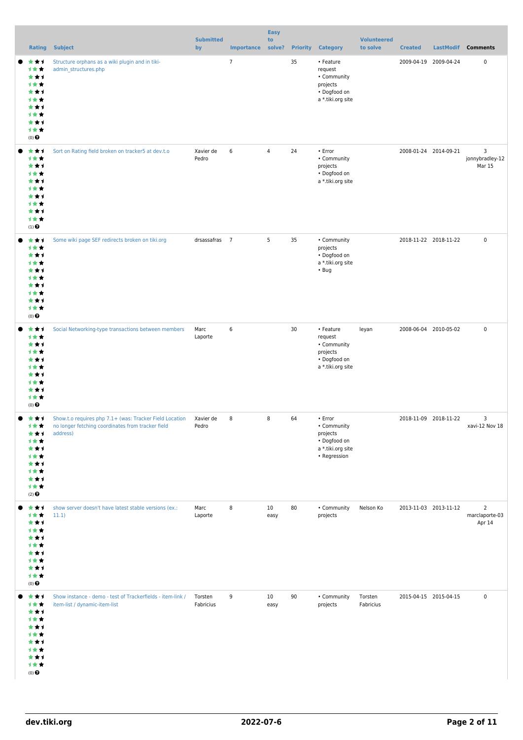| Rating | Subject | Submitted by | Importance | Easy to solve? | Priority | Category | Volunteered to solve | Created | LastModif | Comments |
|---|---|---|---|---|---|---|---|---|---|---|
| (0) | Structure orphans as a wiki plugin and in tiki-admin_structures.php | | 7 | | 35 | • Feature request • Community projects • Dogfood on a *.tiki.org site | | 2009-04-19 | 2009-04-24 | 0 |
| (1) | Sort on Rating field broken on tracker5 at dev.t.o | Xavier de Pedro | 6 | 4 | 24 | • Error • Community projects • Dogfood on a *.tiki.org site | | 2008-01-24 | 2014-09-21 | 3 jonnybradley-12 Mar 15 |
| (0) | Some wiki page SEF redirects broken on tiki.org | drsassafras | 7 | 5 | 35 | • Community projects • Dogfood on a *.tiki.org site • Bug | | 2018-11-22 | 2018-11-22 | 0 |
| (0) | Social Networking-type transactions between members | Marc Laporte | 6 | | 30 | • Feature request • Community projects • Dogfood on a *.tiki.org site | leyan | 2008-06-04 | 2010-05-02 | 0 |
| (2) | Show.t.o requires php 7.1+ (was: Tracker Field Location no longer fetching coordinates from tracker field address) | Xavier de Pedro | 8 | 8 | 64 | • Error • Community projects • Dogfood on a *.tiki.org site • Regression | | 2018-11-09 | 2018-11-22 | 3 xavi-12 Nov 18 |
| (0) | show server doesn't have latest stable versions (ex.: 11.1) | Marc Laporte | 8 | 10 easy | 80 | • Community projects | Nelson Ko | 2013-11-03 | 2013-11-12 | 2 marclaporte-03 Apr 14 |
| (0) | Show instance - demo - test of Trackerfields - item-link / item-list / dynamic-item-list | Torsten Fabricius | 9 | 10 easy | 90 | • Community projects | Torsten Fabricius | 2015-04-15 | 2015-04-15 | 0 |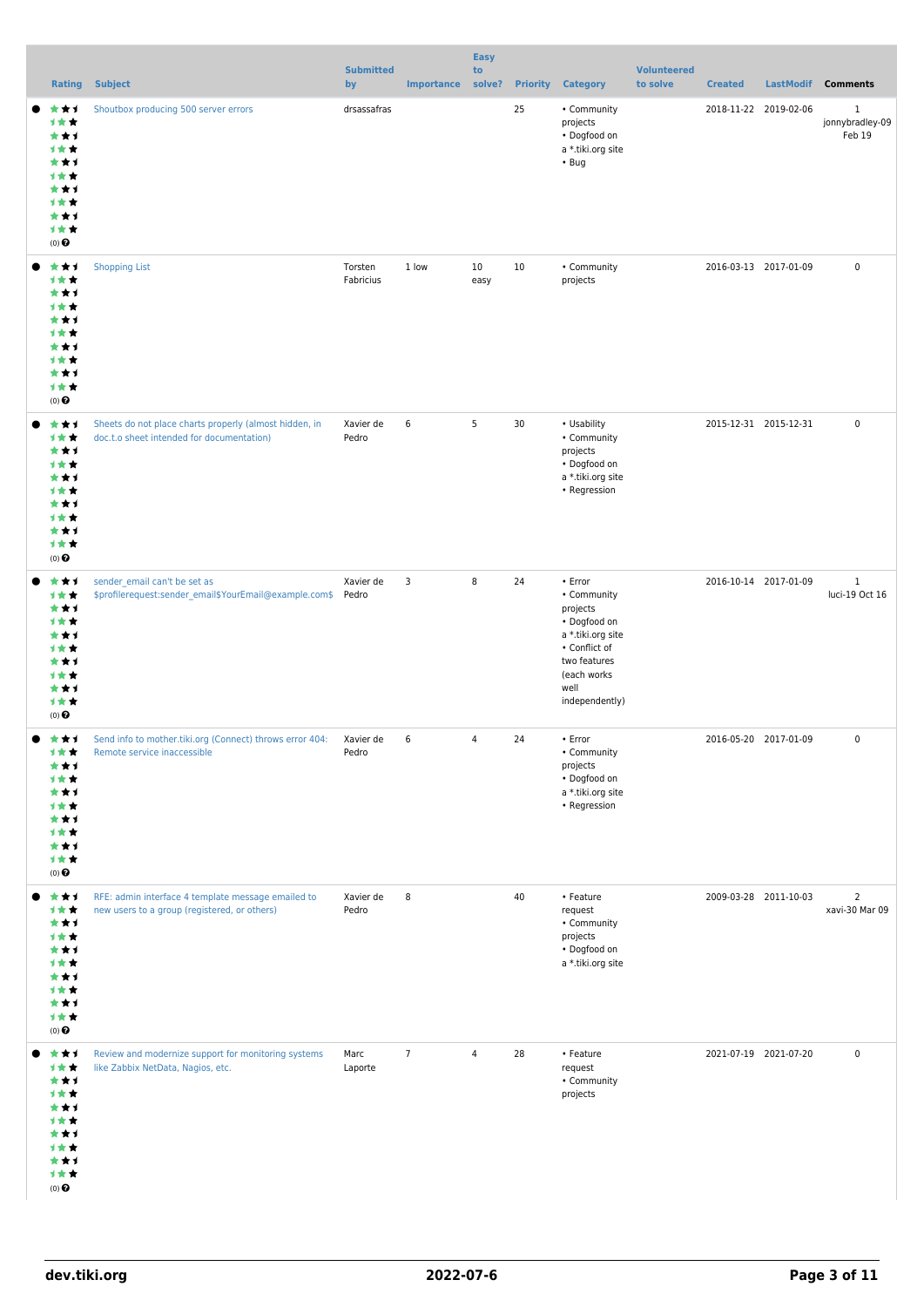| Rating | Subject | Submitted by | Importance | Easy to solve? | Priority | Category | Volunteered to solve | Created | LastModif | Comments |
|---|---|---|---|---|---|---|---|---|---|---|
| (0) | Shoutbox producing 500 server errors | drsassafras | | | 25 | • Community projects<br>• Dogfood on a *.tiki.org site<br>• Bug | | 2018-11-22 | 2019-02-06 | 1<br>jonnybradley-09 Feb 19 |
| (0) | Shopping List | Torsten Fabricius | 1 low | 10 easy | 10 | • Community projects | | 2016-03-13 | 2017-01-09 | 0 |
| (0) | Sheets do not place charts properly (almost hidden, in doc.t.o sheet intended for documentation) | Xavier de Pedro | 6 | 5 | 30 | • Usability<br>• Community projects<br>• Dogfood on a *.tiki.org site<br>• Regression | | 2015-12-31 | 2015-12-31 | 0 |
| (0) | sender_email can't be set as $profilerequest:sender_email$YourEmail@example.com$ | Xavier de Pedro | 3 | 8 | 24 | • Error<br>• Community projects<br>• Dogfood on a *.tiki.org site<br>• Conflict of two features (each works well independently) | | 2016-10-14 | 2017-01-09 | 1<br>luci-19 Oct 16 |
| (0) | Send info to mother.tiki.org (Connect) throws error 404: Remote service inaccessible | Xavier de Pedro | 6 | 4 | 24 | • Error<br>• Community projects<br>• Dogfood on a *.tiki.org site<br>• Regression | | 2016-05-20 | 2017-01-09 | 0 |
| (0) | RFE: admin interface 4 template message emailed to new users to a group (registered, or others) | Xavier de Pedro | 8 | | 40 | • Feature request<br>• Community projects<br>• Dogfood on a *.tiki.org site | | 2009-03-28 | 2011-10-03 | 2<br>xavi-30 Mar 09 |
| (0) | Review and modernize support for monitoring systems like Zabbix NetData, Nagios, etc. | Marc Laporte | 7 | 4 | 28 | • Feature request<br>• Community projects | | 2021-07-19 | 2021-07-20 | 0 |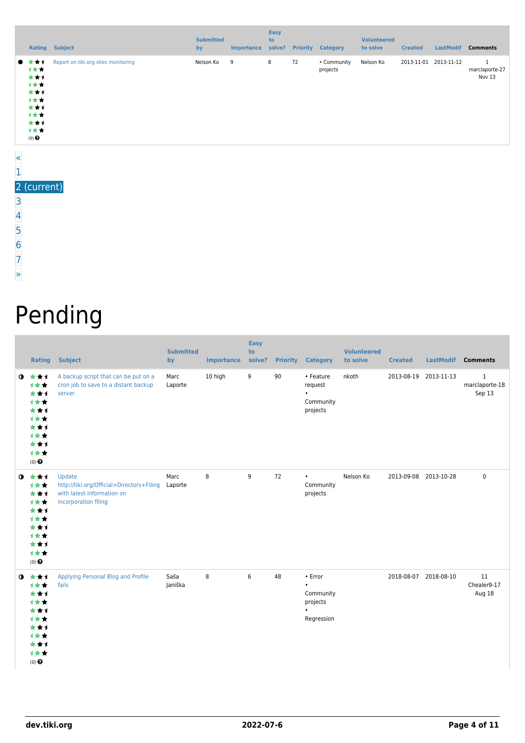|  | Rating | Subject | Submitted by | Importance | Easy to solve? | Priority | Category | Volunteered to solve | Created | LastModif | Comments |
|---|---|---|---|---|---|---|---|---|---|---|---|
| ● | (0) | Report on tiki.org sites monitoring | Nelson Ko | 9 | 8 | 72 | • Community projects | Nelson Ko | 2013-11-01 | 2013-11-12 | 1 marclaporte-27 Nov 13 |

«
1
2 (current)
3
4
5
6
7
»

# Pending

|  | Rating | Subject | Submitted by | Importance | Easy to solve? | Priority | Category | Volunteered to solve | Created | LastModif | Comments |
|---|---|---|---|---|---|---|---|---|---|---|---|
| ◑ | (0) | A backup script that can be put on a cron job to save to a distant backup server | Marc Laporte | 10 high | 9 | 90 | • Feature request • Community projects | nkoth | 2013-08-19 | 2013-11-13 | 1 marclaporte-18 Sep 13 |
| ◑ | (0) | Update http://tiki.org/Official+Directors+Filing with latest information on incorporation filing | Marc Laporte | 8 | 9 | 72 | • Community projects | Nelson Ko | 2013-09-08 | 2013-10-28 | 0 |
| ◑ | (0) | Applying Personal Blog and Profile fails | Saša Janiška | 8 | 6 | 48 | • Error • Community projects • Regression |  | 2018-08-07 | 2018-08-10 | 11 Chealer9-17 Aug 18 |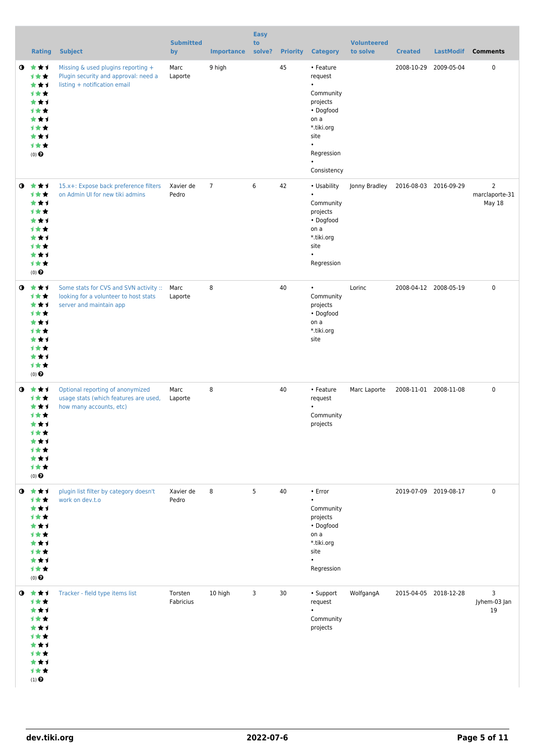|  | Rating | Subject | Submitted by | Importance | Easy to solve? | Priority | Category | Volunteered to solve | Created | LastModif | Comments |
|---|---|---|---|---|---|---|---|---|---|---|---|
|  | (0) | Missing & used plugins reporting + Plugin security and approval: need a listing + notification email | Marc Laporte | 9 high |  | 45 | • Feature request • Community projects • Dogfood on a *.tiki.org site • Regression • Consistency |  | 2008-10-29 | 2009-05-04 | 0 |
|  | (0) | 15.x+: Expose back preference filters on Admin UI for new tiki admins | Xavier de Pedro | 7 | 6 | 42 | • Usability • Community projects • Dogfood on a *.tiki.org site • Regression | Jonny Bradley | 2016-08-03 | 2016-09-29 | 2 marclaporte-31 May 18 |
|  | (0) | Some stats for CVS and SVN activity :: looking for a volunteer to host stats server and maintain app | Marc Laporte | 8 |  | 40 | • Community projects • Dogfood on a *.tiki.org site | Lorinc | 2008-04-12 | 2008-05-19 | 0 |
|  | (0) | Optional reporting of anonymized usage stats (which features are used, how many accounts, etc) | Marc Laporte | 8 |  | 40 | • Feature request • Community projects | Marc Laporte | 2008-11-01 | 2008-11-08 | 0 |
|  | (0) | plugin list filter by category doesn't work on dev.t.o | Xavier de Pedro | 8 | 5 | 40 | • Error • Community projects • Dogfood on a *.tiki.org site • Regression |  | 2019-07-09 | 2019-08-17 | 0 |
|  | (1) | Tracker - field type items list | Torsten Fabricius | 10 high | 3 | 30 | • Support request • Community projects | WolfgangA | 2015-04-05 | 2018-12-28 | 3 Jyhem-03 Jan 19 |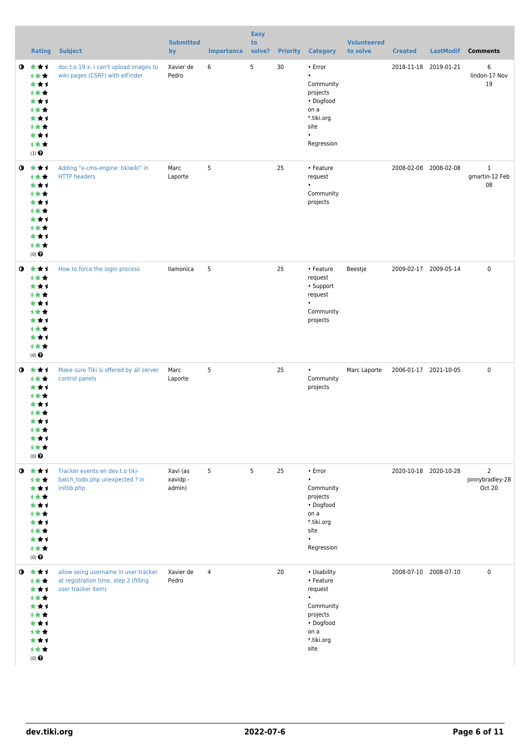| | Rating | Subject | Submitted by | Importance | Easy to solve? | Priority | Category | Volunteered to solve | Created | LastModif | Comments |
|---|---|---|---|---|---|---|---|---|---|---|---|
| | (1) | doc.t.o 19.x: I can't upload images to wiki pages (CSRF) with elFinder | Xavier de Pedro | 6 | 5 | 30 | • Error • Community projects • Dogfood on a *.tiki.org site • Regression | | 2018-11-18 | 2019-01-21 | 6 lindon-17 Nov 19 |
| | (0) | Adding "x-cms-engine: tikiwiki" in HTTP headers | Marc Laporte | 5 | | 25 | • Feature request • Community projects | | 2008-02-08 | 2008-02-08 | 1 gmartin-12 Feb 08 |
| | (0) | How to force the login process | llamonica | 5 | | 25 | • Feature request • Support request • Community projects | Beestje | 2009-02-17 | 2009-05-14 | 0 |
| | (0) | Make sure Tiki is offered by all server control panels | Marc Laporte | 5 | | 25 | • Community projects | Marc Laporte | 2006-01-17 | 2021-10-05 | 0 |
| | (0) | Tracker events en dev.t.o tiki-batch_todo.php unexpected ? in initlib.php | Xavi (as xavidp - admin) | 5 | 5 | 25 | • Error • Community projects • Dogfood on a *.tiki.org site • Regression | | 2020-10-18 | 2020-10-28 | 2 jonnybradley-28 Oct 20 |
| | (0) | allow seing username in user tracker at registration time, step 2 (filling user tracker item) | Xavier de Pedro | 4 | | 20 | • Usability • Feature request • Community projects • Dogfood on a *.tiki.org site | | 2008-07-10 | 2008-07-10 | 0 |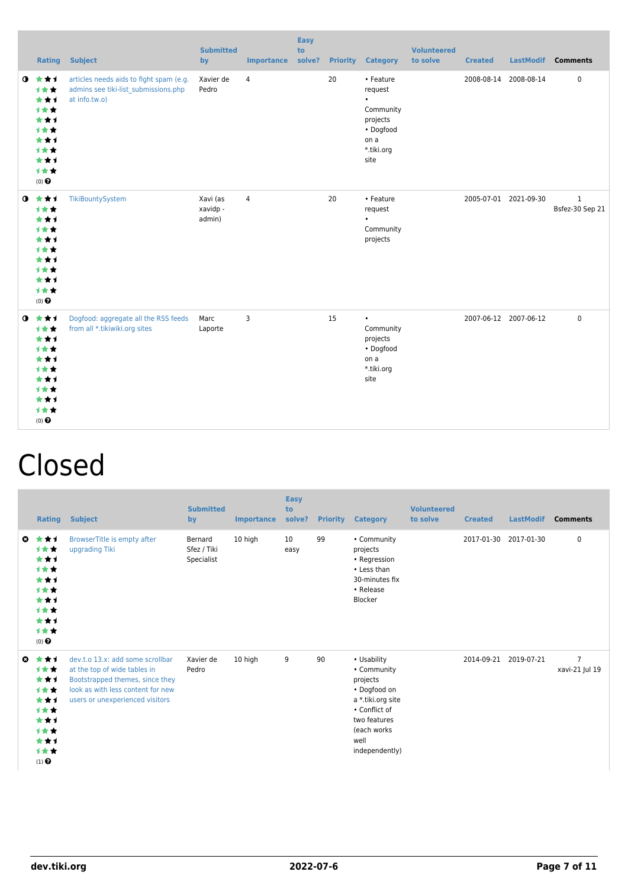| | Rating | Subject | Submitted by | Importance | Easy to solve? | Priority | Category | Volunteered to solve | Created | LastModif | Comments |
|---|---|---|---|---|---|---|---|---|---|---|---|
| ◑ | (0) | articles needs aids to fight spam (e.g. admins see tiki-list_submissions.php at info.tw.o) | Xavier de Pedro | 4 | | 20 | • Feature request • Community projects • Dogfood on a *.tiki.org site | | 2008-08-14 | 2008-08-14 | 0 |
| ◑ | (0) | TikiBountySystem | Xavi (as xavidp - admin) | 4 | | 20 | • Feature request • Community projects | | 2005-07-01 | 2021-09-30 | 1 Bsfez-30 Sep 21 |
| ◑ | (0) | Dogfood: aggregate all the RSS feeds from all *.tikiwiki.org sites | Marc Laporte | 3 | | 15 | • Community projects • Dogfood on a *.tiki.org site | | 2007-06-12 | 2007-06-12 | 0 |

# Closed

| | Rating | Subject | Submitted by | Importance | Easy to solve? | Priority | Category | Volunteered to solve | Created | LastModif | Comments |
|---|---|---|---|---|---|---|---|---|---|---|---|
| ✖ | (0) | BrowserTitle is empty after upgrading Tiki | Bernard Sfez / Tiki Specialist | 10 high | 10 easy | 99 | • Community projects • Regression • Less than 30-minutes fix • Release Blocker | | 2017-01-30 | 2017-01-30 | 0 |
| ✖ | (1) | dev.t.o 13.x: add some scrollbar at the top of wide tables in Bootstrapped themes, since they look as with less content for new users or unexperienced visitors | Xavier de Pedro | 10 high | 9 | 90 | • Usability • Community projects • Dogfood on a *.tiki.org site • Conflict of two features (each works well independently) | | 2014-09-21 | 2019-07-21 | 7 xavi-21 Jul 19 |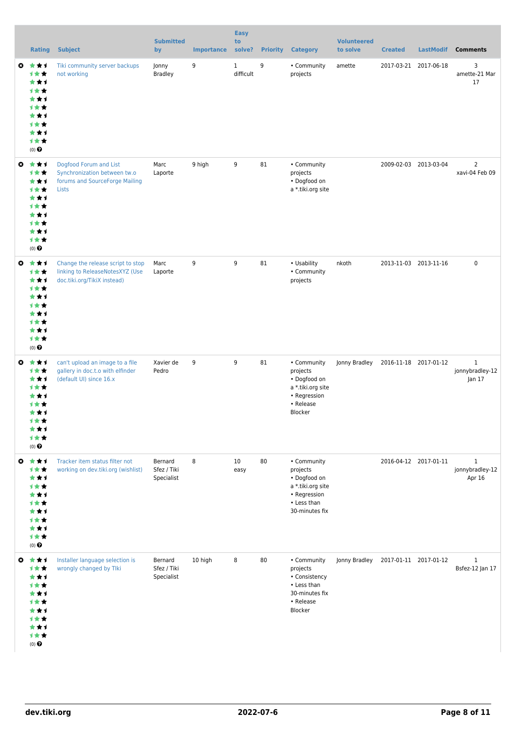| | Rating | Subject | Submitted by | Importance | Easy to solve? | Priority | Category | Volunteered to solve | Created | LastModif | Comments |
|---|---|---|---|---|---|---|---|---|---|---|---|
| | (0) | Tiki community server backups not working | Jonny Bradley | 9 | 1 difficult | 9 | • Community projects | amette | 2017-03-21 | 2017-06-18 | 3 amette-21 Mar 17 |
| | (0) | Dogfood Forum and List Synchronization between tw.o forums and SourceForge Mailing Lists | Marc Laporte | 9 high | 9 | 81 | • Community projects • Dogfood on a *.tiki.org site | | 2009-02-03 | 2013-03-04 | 2 xavi-04 Feb 09 |
| | (0) | Change the release script to stop linking to ReleaseNotesXYZ (Use doc.tiki.org/TikiX instead) | Marc Laporte | 9 | 9 | 81 | • Usability • Community projects | nkoth | 2013-11-03 | 2013-11-16 | 0 |
| | (0) | can't upload an image to a file gallery in doc.t.o with elfinder (default UI) since 16.x | Xavier de Pedro | 9 | 9 | 81 | • Community projects • Dogfood on a *.tiki.org site • Regression • Release Blocker | Jonny Bradley | 2016-11-18 | 2017-01-12 | 1 jonnybradley-12 Jan 17 |
| | (0) | Tracker item status filter not working on dev.tiki.org (wishlist) | Bernard Sfez / Tiki Specialist | 8 | 10 easy | 80 | • Community projects • Dogfood on a *.tiki.org site • Regression • Less than 30-minutes fix | | 2016-04-12 | 2017-01-11 | 1 jonnybradley-12 Apr 16 |
| | (0) | Installer language selection is wrongly changed by TIki | Bernard Sfez / Tiki Specialist | 10 high | 8 | 80 | • Community projects • Consistency • Less than 30-minutes fix • Release Blocker | Jonny Bradley | 2017-01-11 | 2017-01-12 | 1 Bsfez-12 Jan 17 |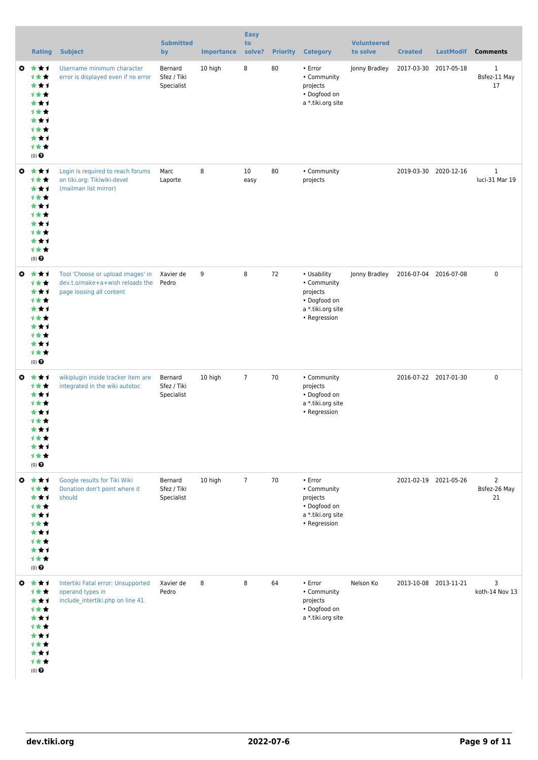| | Rating | Subject | Submitted by | Importance | Easy to solve? | Priority | Category | Volunteered to solve | Created | LastModif | Comments |
|---|---|---|---|---|---|---|---|---|---|---|---|
| | (0) | Username minimum character error is displayed even if no error | Bernard Sfez / Tiki Specialist | 10 high | 8 | 80 | • Error • Community projects • Dogfood on a *.tiki.org site | Jonny Bradley | 2017-03-30 | 2017-05-18 | 1 Bsfez-11 May 17 |
| | (0) | Login is required to reach forums on tiki.org: Tikiwiki-devel (mailman list mirror) | Marc Laporte | 8 | 10 easy | 80 | • Community projects | | 2019-03-30 | 2020-12-16 | 1 luci-31 Mar 19 |
| | (0) | Tool 'Choose or upload images' in dev.t.o/make+a+wish reloads the page loosing all content | Xavier de Pedro | 9 | 8 | 72 | • Usability • Community projects • Dogfood on a *.tiki.org site • Regression | Jonny Bradley | 2016-07-04 | 2016-07-08 | 0 |
| | (0) | wikiplugin inside tracker item are integrated in the wiki autotoc | Bernard Sfez / Tiki Specialist | 10 high | 7 | 70 | • Community projects • Dogfood on a *.tiki.org site • Regression | | 2016-07-22 | 2017-01-30 | 0 |
| | (0) | Google results for Tiki Wiki Donation don't point where it should | Bernard Sfez / Tiki Specialist | 10 high | 7 | 70 | • Error • Community projects • Dogfood on a *.tiki.org site • Regression | | 2021-02-19 | 2021-05-26 | 2 Bsfez-26 May 21 |
| | (0) | Intertiki Fatal error: Unsupported operand types in include_intertiki.php on line 41 | Xavier de Pedro | 8 | 8 | 64 | • Error • Community projects • Dogfood on a *.tiki.org site | Nelson Ko | 2013-10-08 | 2013-11-21 | 3 koth-14 Nov 13 |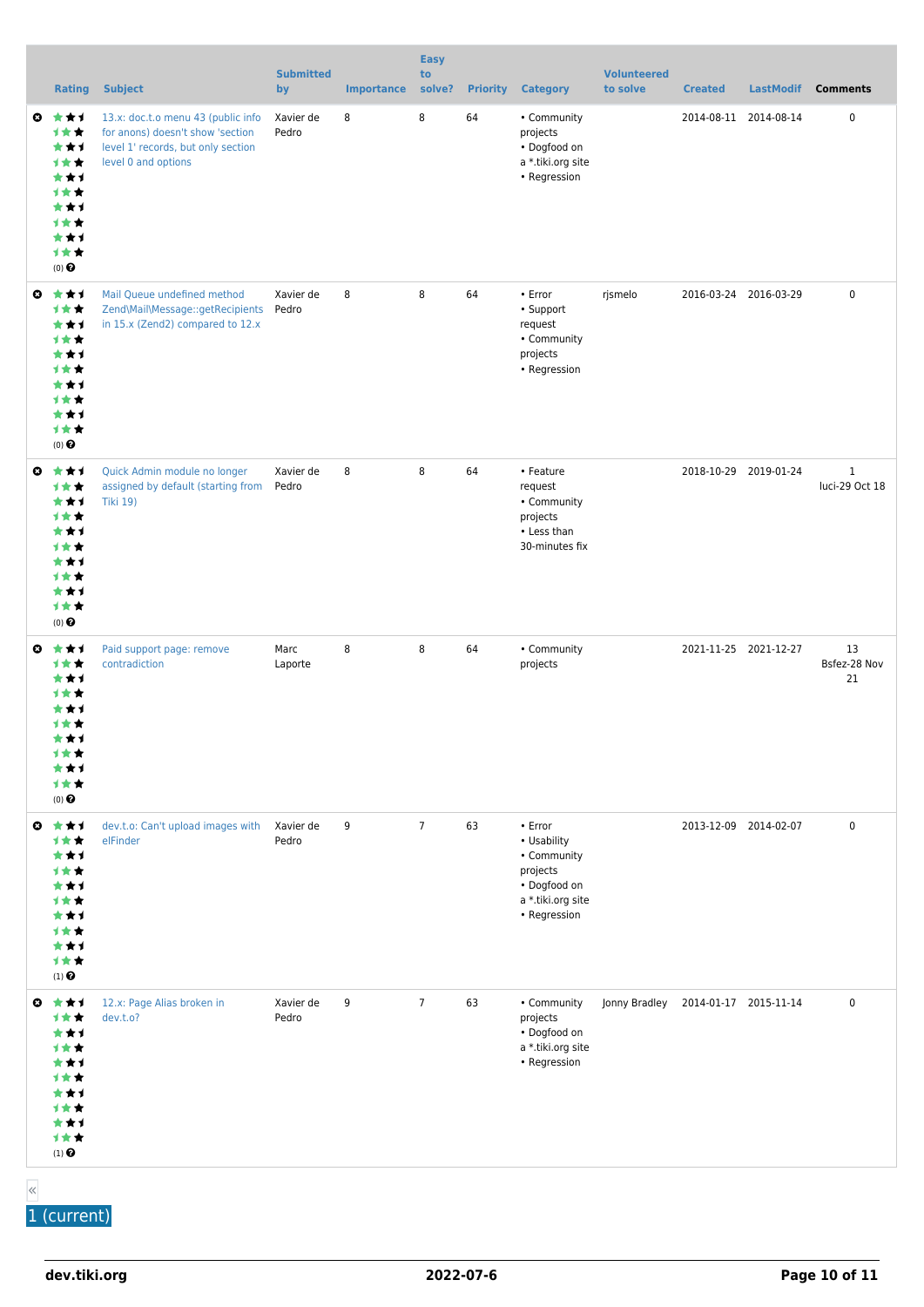| Rating | Subject | Submitted by | Importance | Easy to solve? | Priority | Category | Volunteered to solve | Created | LastModif | Comments |
|---|---|---|---|---|---|---|---|---|---|---|
| (0) | 13.x: doc.t.o menu 43 (public info for anons) doesn't show 'section level 1' records, but only section level 0 and options | Xavier de Pedro | 8 | 8 | 64 | • Community projects • Dogfood on a *.tiki.org site • Regression | | 2014-08-11 | 2014-08-14 | 0 |
| (0) | Mail Queue undefined method Zend\Mail\Message::getRecipients in 15.x (Zend2) compared to 12.x | Xavier de Pedro | 8 | 8 | 64 | • Error • Support request • Community projects • Regression | rjsmelo | 2016-03-24 | 2016-03-29 | 0 |
| (0) | Quick Admin module no longer assigned by default (starting from Tiki 19) | Xavier de Pedro | 8 | 8 | 64 | • Feature request • Community projects • Less than 30-minutes fix | | 2018-10-29 | 2019-01-24 | 1 luci-29 Oct 18 |
| (0) | Paid support page: remove contradiction | Marc Laporte | 8 | 8 | 64 | • Community projects | | 2021-11-25 | 2021-12-27 | 13 Bsfez-28 Nov 21 |
| (1) | dev.t.o: Can't upload images with elFinder | Xavier de Pedro | 9 | 7 | 63 | • Error • Usability • Community projects • Dogfood on a *.tiki.org site • Regression | | 2013-12-09 | 2014-02-07 | 0 |
| (1) | 12.x: Page Alias broken in dev.t.o? | Xavier de Pedro | 9 | 7 | 63 | • Community projects • Dogfood on a *.tiki.org site • Regression | Jonny Bradley | 2014-01-17 | 2015-11-14 | 0 |

«

1 (current)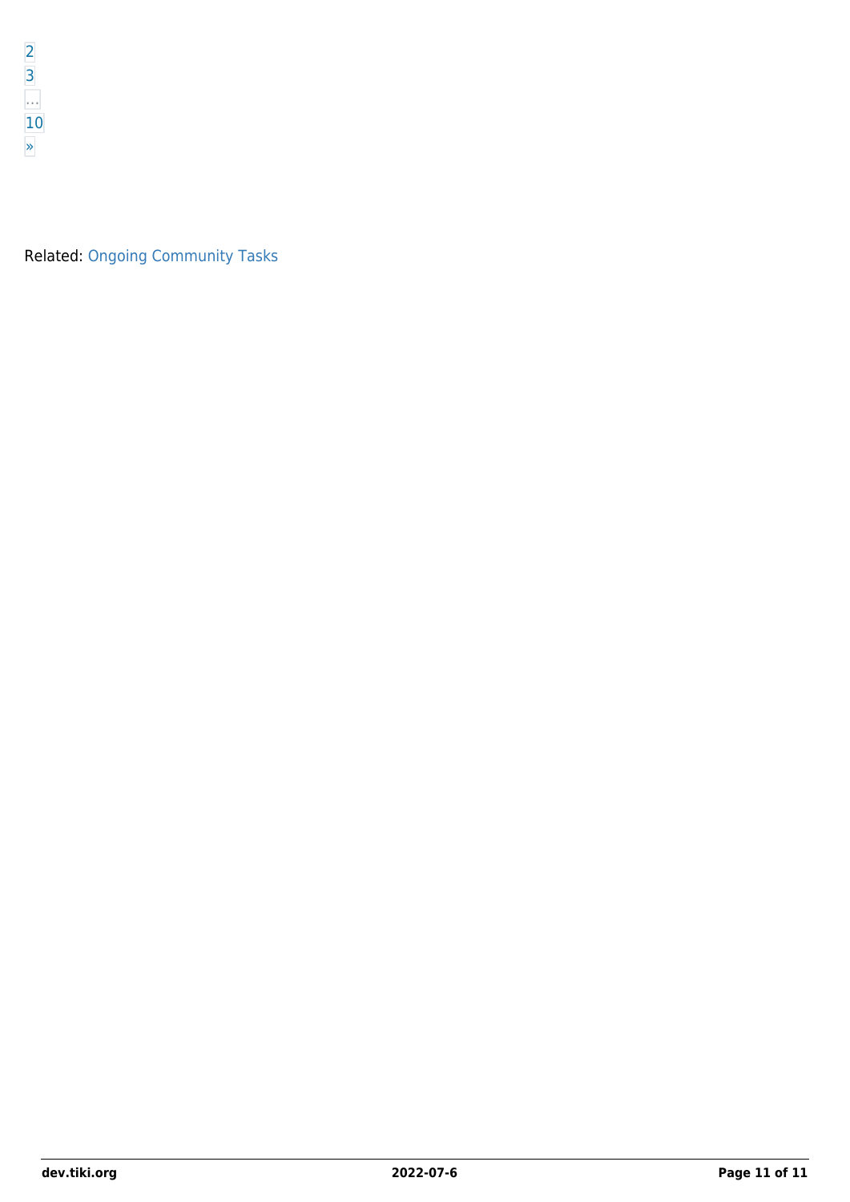2
3
…
10
»

Related: Ongoing Community Tasks